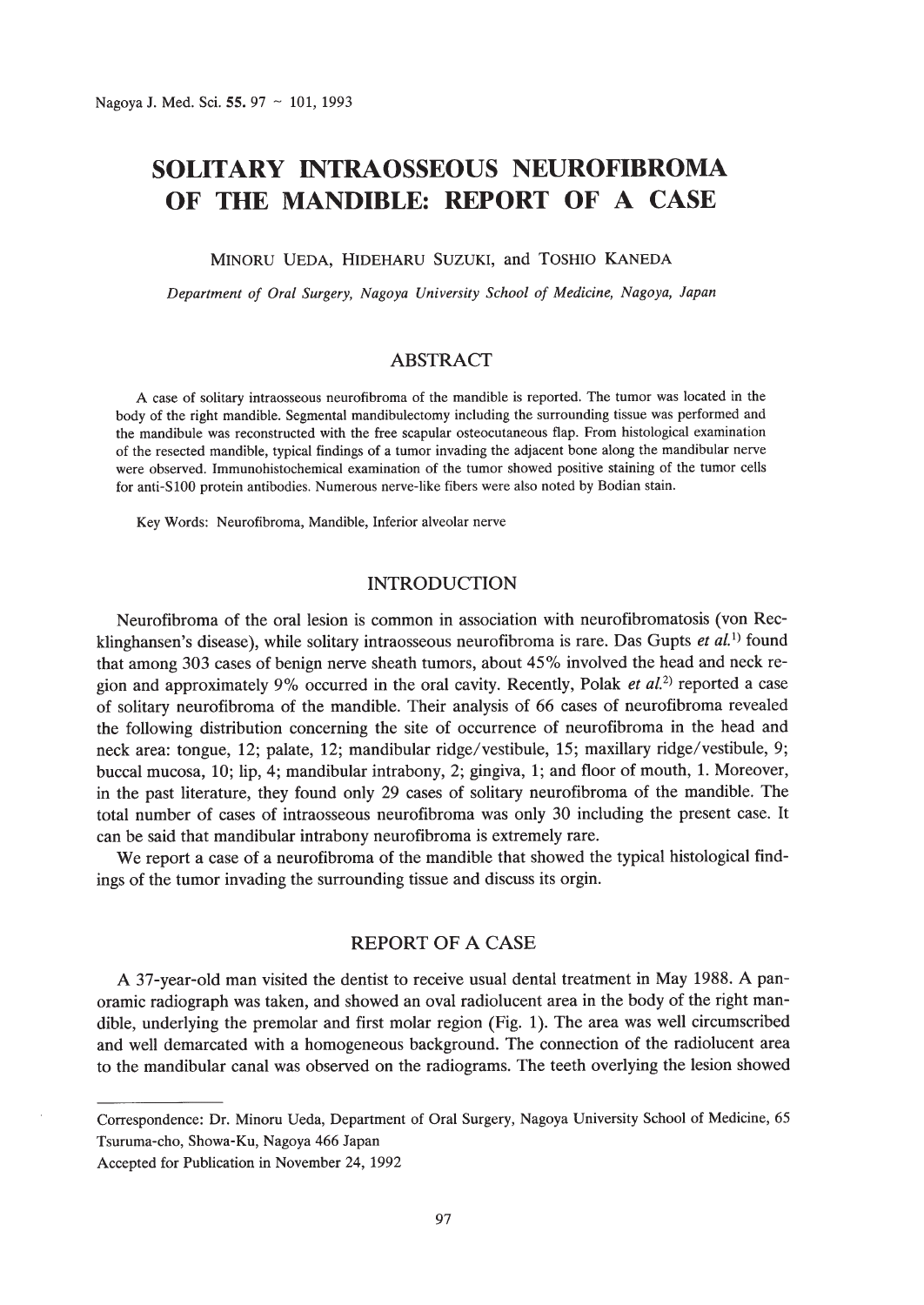# SOLITARY INTRAOSSEOUS NEUROFIBROMA OF THE MANDIBLE: REPORT OF A CASE

MINORU UEDA, HIDEHARU SUZUKI, and TOSHIO KANEDA

*Department of Oral Surgery, Nagoya University School of Medicine, Nagoya, Japan*

## ABSTRACT

A case of solitary intraosseous neurofibroma of the mandible is reported. The tumor was located in the body of the right mandible. Segmental mandibulectomy including the surrounding tissue was performed and the mandibule was reconstructed with the free scapular osteocutaneous flap. From histological examination of the resected mandible, typical findings of a tumor invading the adjacent bone along the mandibular nerve were observed. Immunohistochemical examination of the tumor showed positive staining of the tumor cells for anti-S100 protein antibodies. Numerous nerve-like fibers were also noted by Bodian stain.

Key Words: Neurofibroma, Mandible, Inferior alveolar nerve

## INTRODUCTION

Neurofibroma of the oral lesion is common in association with neurofibromatosis (von Recklinghansen's disease), while solitary intraosseous neurofibroma is rare. Das Gupts *et al.*[1] found that among 303 cases of benign nerve sheath tumors, about 45% involved the head and neck region and approximately 9% occurred in the oral cavity. Recently, Polak *et al.*[2] reported a case of solitary neurofibroma of the mandible. Their analysis of 66 cases of neurofibroma revealed the following distribution concerning the site of occurrence of neurofibroma in the head and neck area: tongue, 12; palate, 12; mandibular ridge/vestibule, 15; maxillary ridge/vestibule, 9; buccal mucosa, 10; lip, 4; mandibular intrabony, 2; gingiva, 1; and floor of mouth, 1. Moreover, in the past literature, they found only 29 cases of solitary neurofibroma of the mandible. The total number of cases of intraosseous neurofibroma was only 30 including the present case. It can be said that mandibular intrabony neurofibroma is extremely rare.

We report a case of a neurofibroma of the mandible that showed the typical histological findings of the tumor invading the surrounding tissue and discuss its orgin.

## REPORT OF A CASE

A 37-year-old man visited the dentist to receive usual dental treatment in May 1988. A panoramic radiograph was taken, and showed an oval radiolucent area in the body of the right mandible, underlying the premolar and first molar region (Fig. 1). The area was well circumscribed and well demarcated with a homogeneous background. The connection of the radiolucent area to the mandibular canal was observed on the radiograms. The teeth overlying the lesion showed

Correspondence: Dr. Minoru Ueda, Department of Oral Surgery, Nagoya University School of Medicine, 65 Tsuruma-cho, Showa-Ku, Nagoya 466 Japan

Accepted for Publication in November 24, 1992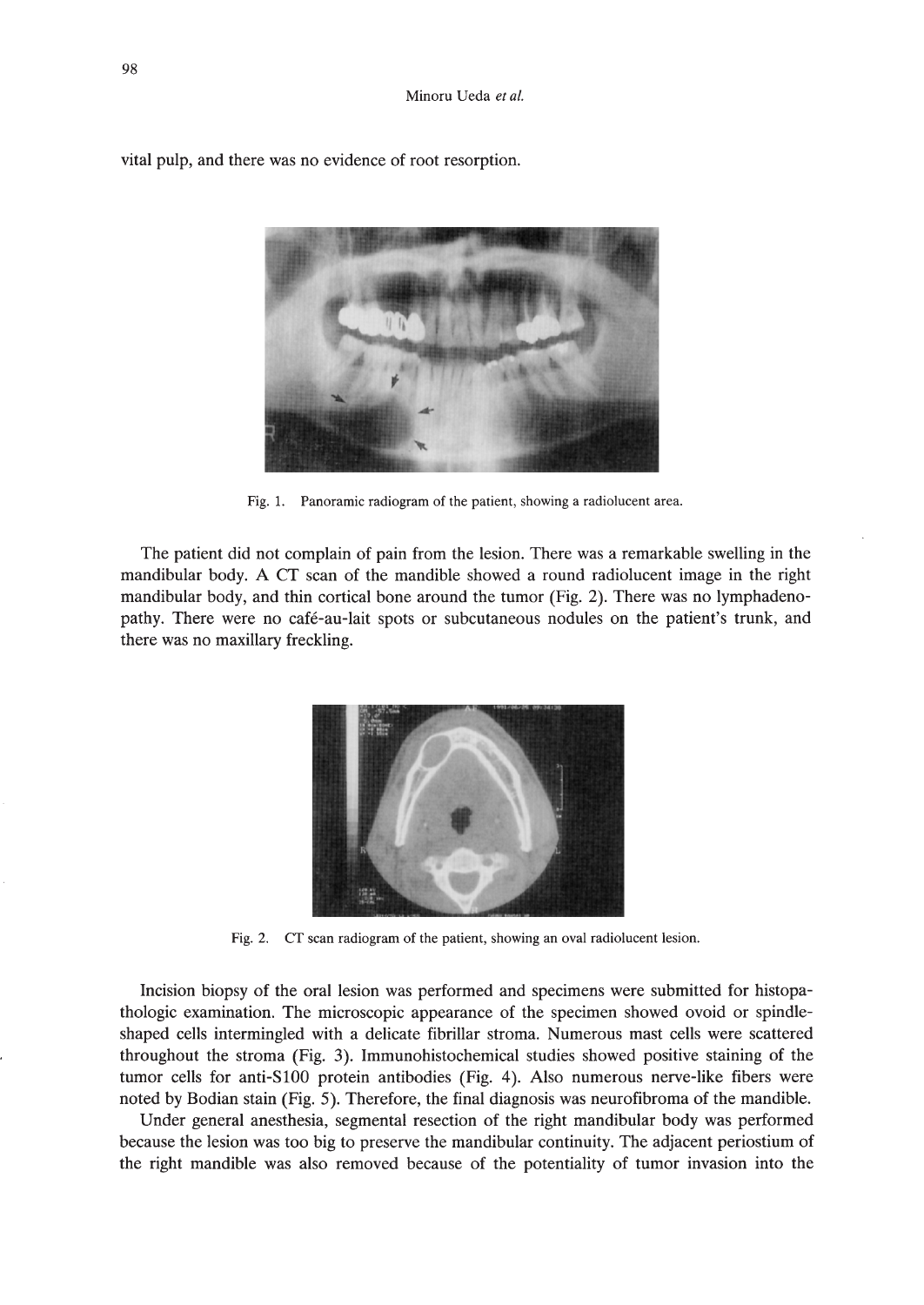vital pulp, and there was no evidence of root resorption.

Fig. 1. Panoramic radiogram of the patient, showing a radiolucent area.

The patient did not complain of pain from the lesion. There was a remarkable swelling in the mandibular body. A CT scan of the mandible showed a round radiolucent image in the right mandibular body, and thin cortical bone around the tumor (Fig. 2). There was no lymphadenopathy. There were no café-au-lait spots or subcutaneous nodules on the patient's trunk, and there was no maxillary freckling.

Fig. 2. CT scan radiogram of the patient, showing an oval radiolucent lesion.

Incision biopsy of the oral lesion was performed and specimens were submitted for histopathologic examination. The microscopic appearance of the specimen showed ovoid or spindle-shaped cells intermingled with a delicate fibrillar stroma. Numerous mast cells were scattered throughout the stroma (Fig. 3). Immunohistochemical studies showed positive staining of the tumor cells for anti-S100 protein antibodies (Fig. 4). Also numerous nerve-like fibers were noted by Bodian stain (Fig. 5). Therefore, the final diagnosis was neurofibroma of the mandible.

Under general anesthesia, segmental resection of the right mandibular body was performed because the lesion was too big to preserve the mandibular continuity. The adjacent periostium of the right mandible was also removed because of the potentiality of tumor invasion into the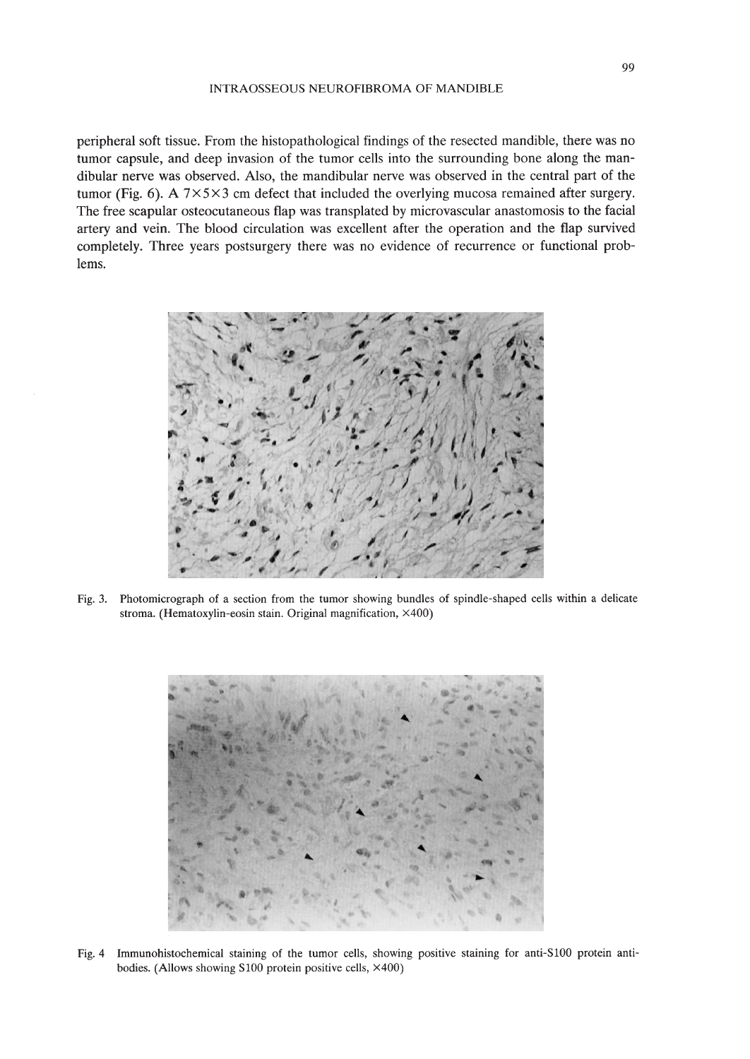peripheral soft tissue. From the histopathological findings of the resected mandible, there was no tumor capsule, and deep invasion of the tumor cells into the surrounding bone along the mandibular nerve was observed. Also, the mandibular nerve was observed in the central part of the tumor (Fig. 6). A 7×5×3 cm defect that included the overlying mucosa remained after surgery. The free scapular osteocutaneous flap was transplated by microvascular anastomosis to the facial artery and vein. The blood circulation was excellent after the operation and the flap survived completely. Three years postsurgery there was no evidence of recurrence or functional problems.

Fig. 3. Photomicrograph of a section from the tumor showing bundles of spindle-shaped cells within a delicate stroma. (Hematoxylin-eosin stain. Original magnification, ×400)

Fig. 4 Immunohistochemical staining of the tumor cells, showing positive staining for anti-S100 protein antibodies. (Allows showing S100 protein positive cells, ×400)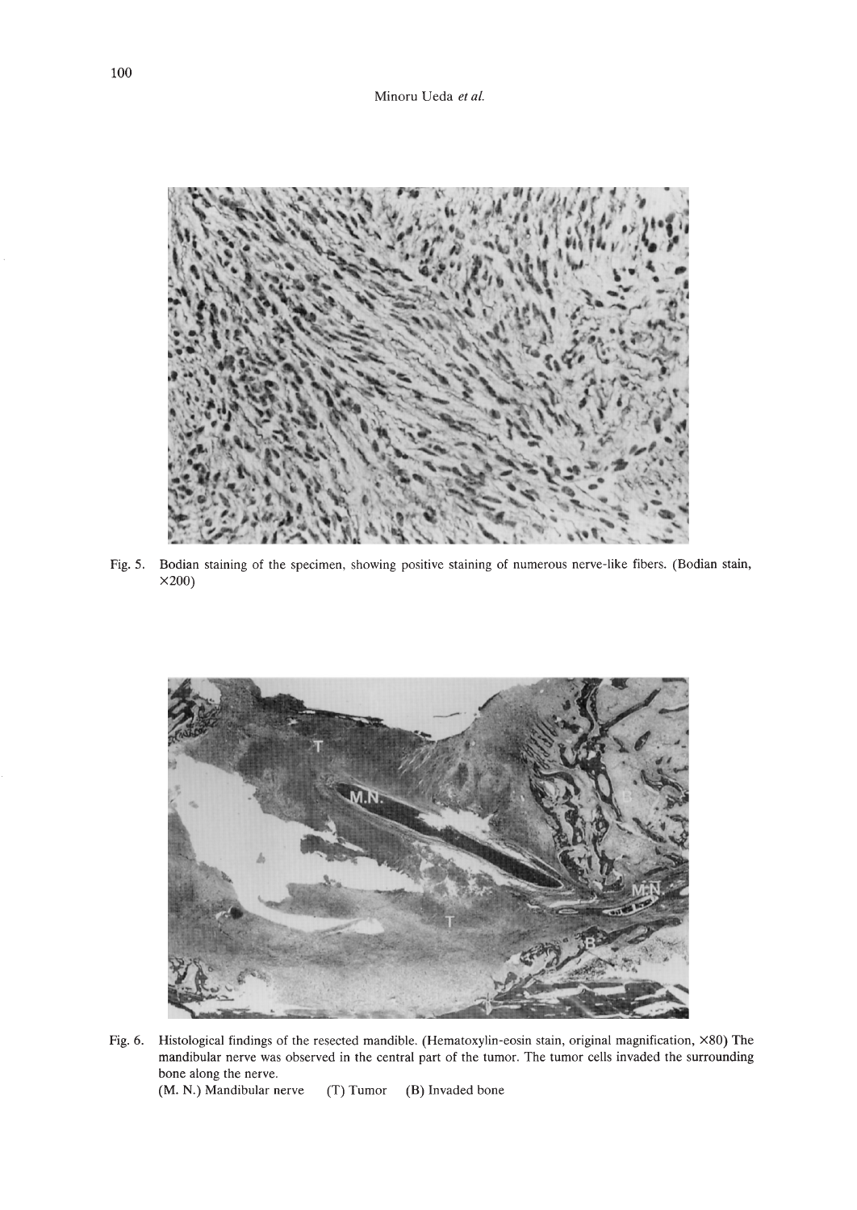Fig. 5. Bodian staining of the specimen, showing positive staining of numerous nerve-like fibers. (Bodian stain, ×200)

Fig. 6. Histological findings of the resected mandible. (Hematoxylin-eosin stain, original magnification, ×80) The mandibular nerve was observed in the central part of the tumor. The tumor cells invaded the surrounding bone along the nerve.
(M. N.) Mandibular nerve (T) Tumor (B) Invaded bone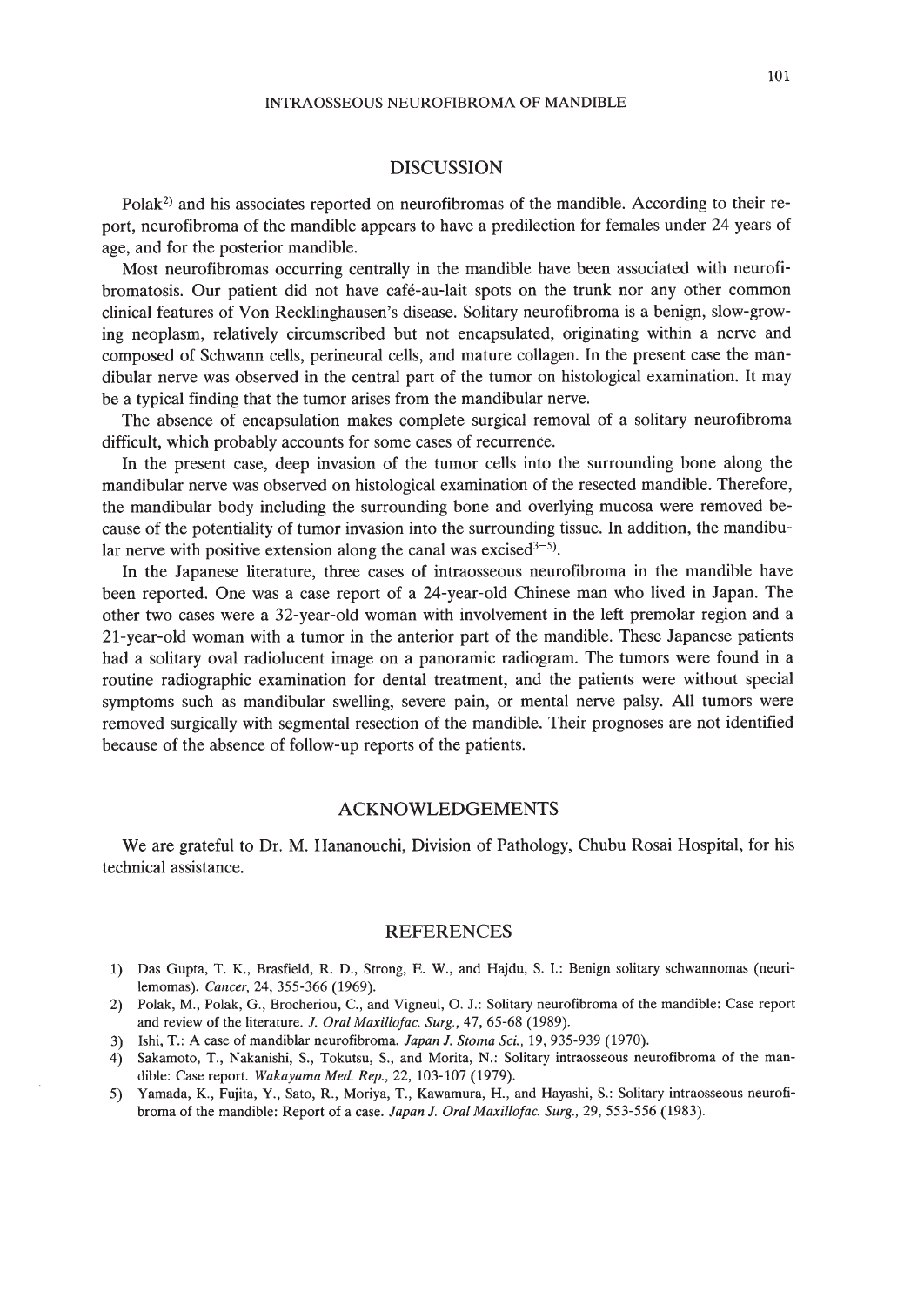## DISCUSSION

Polak[2] and his associates reported on neurofibromas of the mandible. According to their report, neurofibroma of the mandible appears to have a predilection for females under 24 years of age, and for the posterior mandible.

Most neurofibromas occurring centrally in the mandible have been associated with neurofibromatosis. Our patient did not have café-au-lait spots on the trunk nor any other common clinical features of Von Recklinghausen's disease. Solitary neurofibroma is a benign, slow-growing neoplasm, relatively circumscribed but not encapsulated, originating within a nerve and composed of Schwann cells, perineural cells, and mature collagen. In the present case the mandibular nerve was observed in the central part of the tumor on histological examination. It may be a typical finding that the tumor arises from the mandibular nerve.

The absence of encapsulation makes complete surgical removal of a solitary neurofibroma difficult, which probably accounts for some cases of recurrence.

In the present case, deep invasion of the tumor cells into the surrounding bone along the mandibular nerve was observed on histological examination of the resected mandible. Therefore, the mandibular body including the surrounding bone and overlying mucosa were removed because of the potentiality of tumor invasion into the surrounding tissue. In addition, the mandibular nerve with positive extension along the canal was excised[3–5].

In the Japanese literature, three cases of intraosseous neurofibroma in the mandible have been reported. One was a case report of a 24-year-old Chinese man who lived in Japan. The other two cases were a 32-year-old woman with involvement in the left premolar region and a 21-year-old woman with a tumor in the anterior part of the mandible. These Japanese patients had a solitary oval radiolucent image on a panoramic radiogram. The tumors were found in a routine radiographic examination for dental treatment, and the patients were without special symptoms such as mandibular swelling, severe pain, or mental nerve palsy. All tumors were removed surgically with segmental resection of the mandible. Their prognoses are not identified because of the absence of follow-up reports of the patients.

## ACKNOWLEDGEMENTS

We are grateful to Dr. M. Hananouchi, Division of Pathology, Chubu Rosai Hospital, for his technical assistance.

## REFERENCES

1) Das Gupta, T. K., Brasfield, R. D., Strong, E. W., and Hajdu, S. I.: Benign solitary schwannomas (neurilemomas). *Cancer*, 24, 355-366 (1969).
2) Polak, M., Polak, G., Brocheriou, C., and Vigneul, O. J.: Solitary neurofibroma of the mandible: Case report and review of the literature. *J. Oral Maxillofac. Surg.*, 47, 65-68 (1989).
3) Ishi, T.: A case of mandiblar neurofibroma. *Japan J. Stoma Sci.*, 19, 935-939 (1970).
4) Sakamoto, T., Nakanishi, S., Tokutsu, S., and Morita, N.: Solitary intraosseous neurofibroma of the mandible: Case report. *Wakayama Med. Rep.*, 22, 103-107 (1979).
5) Yamada, K., Fujita, Y., Sato, R., Moriya, T., Kawamura, H., and Hayashi, S.: Solitary intraosseous neurofibroma of the mandible: Report of a case. *Japan J. Oral Maxillofac. Surg.*, 29, 553-556 (1983).